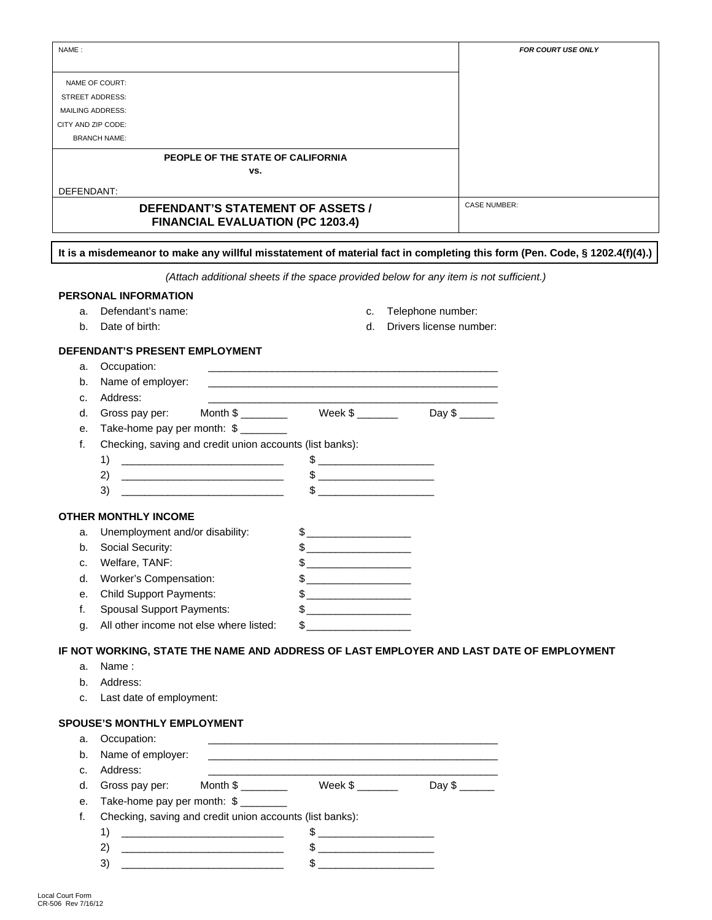| NAME : | *FOR COURT USE ONLY* |
|---|---|
| NAME OF COURT:<br>STREET ADDRESS:<br>MAILING ADDRESS:<br>CITY AND ZIP CODE:<br>BRANCH NAME: | |
| **PEOPLE OF THE STATE OF CALIFORNIA**<br>**vs.**<br><br>DEFENDANT: | |
| **DEFENDANT'S STATEMENT OF ASSETS / FINANCIAL EVALUATION (PC 1203.4)** | CASE NUMBER: |

**It is a misdemeanor to make any willful misstatement of material fact in completing this form (Pen. Code, § 1202.4(f)(4).)**

*(Attach additional sheets if the space provided below for any item is not sufficient.)*

**PERSONAL INFORMATION**

a. Defendant's name:

b. Date of birth:

c. Telephone number:

d. Drivers license number:

**DEFENDANT'S PRESENT EMPLOYMENT**

a. Occupation: ___________________________________________________

b. Name of employer: ___________________________________________________

c. Address: ___________________________________________________

d. Gross pay per: Month $ ________ Week $ _______ Day $ ______

e. Take-home pay per month: $ ________

f. Checking, saving and credit union accounts (list banks):

1) ____________________________ $ ____________________

2) ____________________________ $ ____________________

3) ____________________________ $ ____________________

**OTHER MONTHLY INCOME**

a. Unemployment and/or disability: $ __________________

b. Social Security: $ __________________

c. Welfare, TANF: $ __________________

d. Worker's Compensation: $ __________________

e. Child Support Payments: $ __________________

f. Spousal Support Payments: $ __________________

g. All other income not else where listed: $ __________________

**IF NOT WORKING, STATE THE NAME AND ADDRESS OF LAST EMPLOYER AND LAST DATE OF EMPLOYMENT**

a. Name :

b. Address:

c. Last date of employment:

**SPOUSE'S MONTHLY EMPLOYMENT**

a. Occupation: ___________________________________________________

b. Name of employer: ___________________________________________________

c. Address: ___________________________________________________

d. Gross pay per: Month $ ________ Week $ _______ Day $ ______

e. Take-home pay per month: $ ________

f. Checking, saving and credit union accounts (list banks):

1) ____________________________ $ ____________________

2) ____________________________ $ ____________________

3) ____________________________ $ ____________________

Local Court Form
CR-506 Rev 7/16/12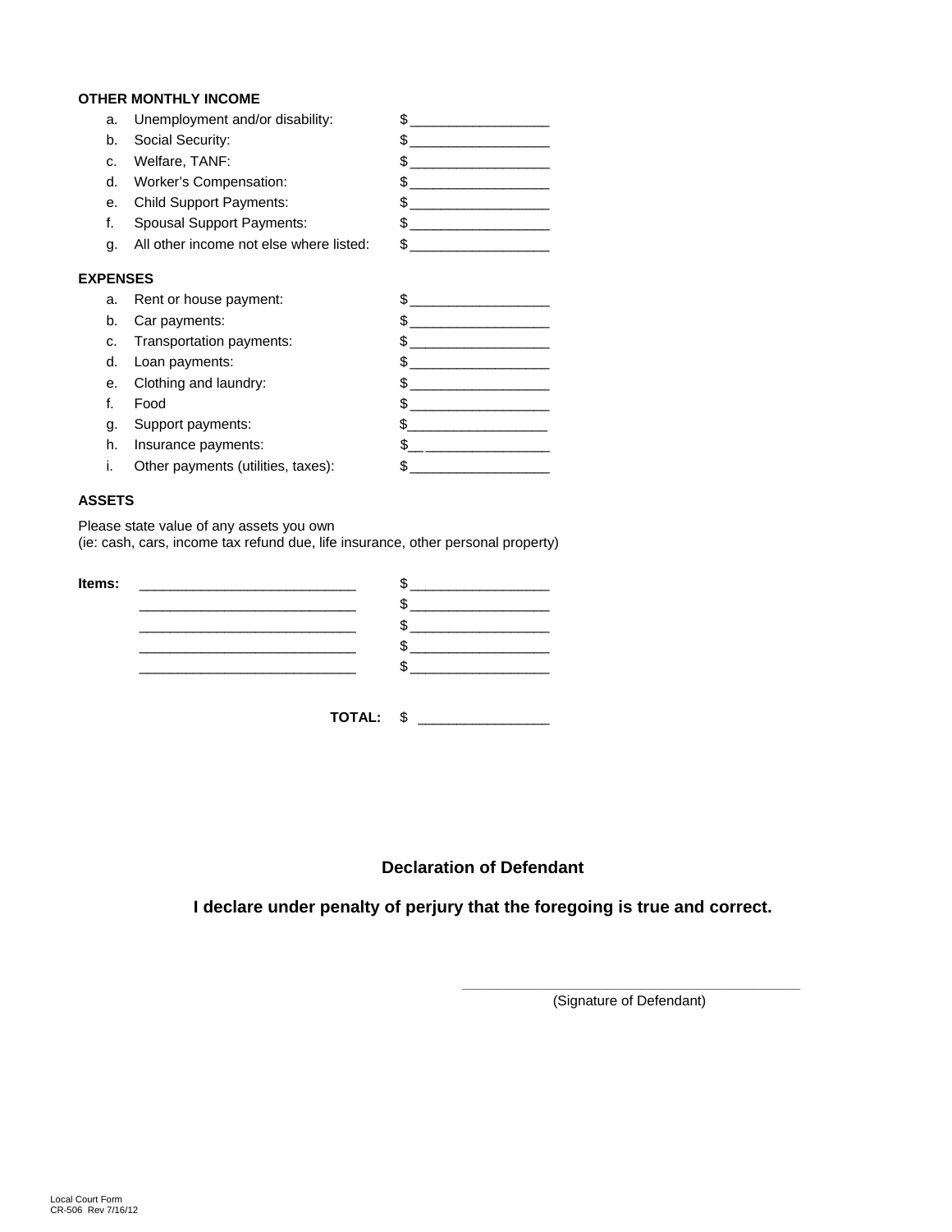**OTHER MONTHLY INCOME**

a. Unemployment and/or disability: $ __________________
b. Social Security: $ __________________
c. Welfare, TANF: $ __________________
d. Worker's Compensation: $ __________________
e. Child Support Payments: $ __________________
f. Spousal Support Payments: $ __________________
g. All other income not else where listed: $ __________________

**EXPENSES**

a. Rent or house payment: $ __________________
b. Car payments: $ __________________
c. Transportation payments: $ __________________
d. Loan payments: $ __________________
e. Clothing and laundry: $ __________________
f. Food $ __________________
g. Support payments: $ __________________
h. Insurance payments: $ __________________
i. Other payments (utilities, taxes): $ __________________

**ASSETS**

Please state value of any assets you own
(ie: cash, cars, income tax refund due, life insurance, other personal property)

**Items:** ____________________________ $ __________________
____________________________ $ __________________
____________________________ $ __________________
____________________________ $ __________________
____________________________ $ __________________

**TOTAL:** $ _________________

**Declaration of Defendant**

**I declare under penalty of perjury that the foregoing is true and correct.**

_____________________________________________
(Signature of Defendant)

Local Court Form
CR-506 Rev 7/16/12